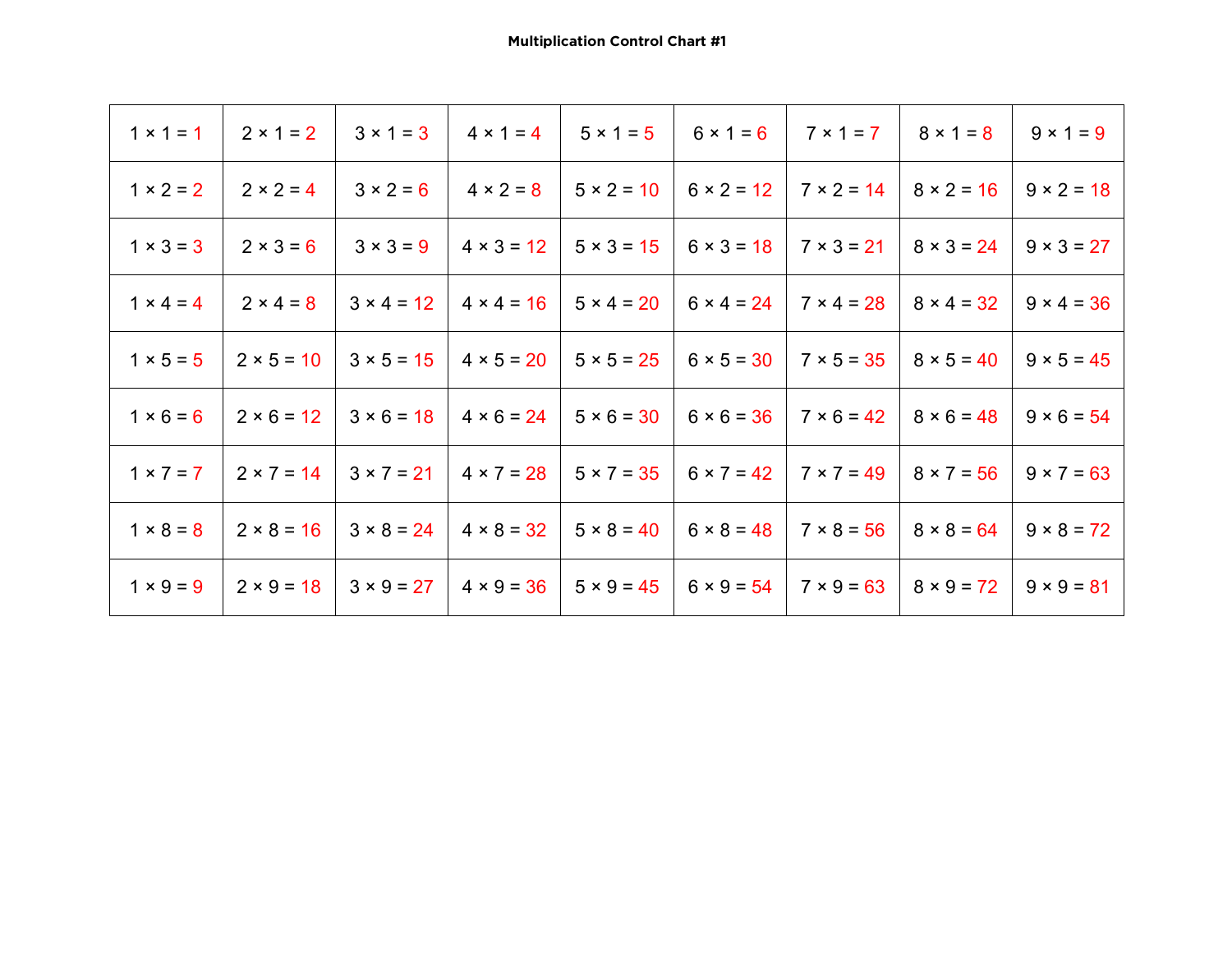**Multiplication Control Chart #1**

| | | | | | | | | |
|---|---|---|---|---|---|---|---|---|
| 1 × 1 = 1 | 2 × 1 = 2 | 3 × 1 = 3 | 4 × 1 = 4 | 5 × 1 = 5 | 6 × 1 = 6 | 7 × 1 = 7 | 8 × 1 = 8 | 9 × 1 = 9 |
| 1 × 2 = 2 | 2 × 2 = 4 | 3 × 2 = 6 | 4 × 2 = 8 | 5 × 2 = 10 | 6 × 2 = 12 | 7 × 2 = 14 | 8 × 2 = 16 | 9 × 2 = 18 |
| 1 × 3 = 3 | 2 × 3 = 6 | 3 × 3 = 9 | 4 × 3 = 12 | 5 × 3 = 15 | 6 × 3 = 18 | 7 × 3 = 21 | 8 × 3 = 24 | 9 × 3 = 27 |
| 1 × 4 = 4 | 2 × 4 = 8 | 3 × 4 = 12 | 4 × 4 = 16 | 5 × 4 = 20 | 6 × 4 = 24 | 7 × 4 = 28 | 8 × 4 = 32 | 9 × 4 = 36 |
| 1 × 5 = 5 | 2 × 5 = 10 | 3 × 5 = 15 | 4 × 5 = 20 | 5 × 5 = 25 | 6 × 5 = 30 | 7 × 5 = 35 | 8 × 5 = 40 | 9 × 5 = 45 |
| 1 × 6 = 6 | 2 × 6 = 12 | 3 × 6 = 18 | 4 × 6 = 24 | 5 × 6 = 30 | 6 × 6 = 36 | 7 × 6 = 42 | 8 × 6 = 48 | 9 × 6 = 54 |
| 1 × 7 = 7 | 2 × 7 = 14 | 3 × 7 = 21 | 4 × 7 = 28 | 5 × 7 = 35 | 6 × 7 = 42 | 7 × 7 = 49 | 8 × 7 = 56 | 9 × 7 = 63 |
| 1 × 8 = 8 | 2 × 8 = 16 | 3 × 8 = 24 | 4 × 8 = 32 | 5 × 8 = 40 | 6 × 8 = 48 | 7 × 8 = 56 | 8 × 8 = 64 | 9 × 8 = 72 |
| 1 × 9 = 9 | 2 × 9 = 18 | 3 × 9 = 27 | 4 × 9 = 36 | 5 × 9 = 45 | 6 × 9 = 54 | 7 × 9 = 63 | 8 × 9 = 72 | 9 × 9 = 81 |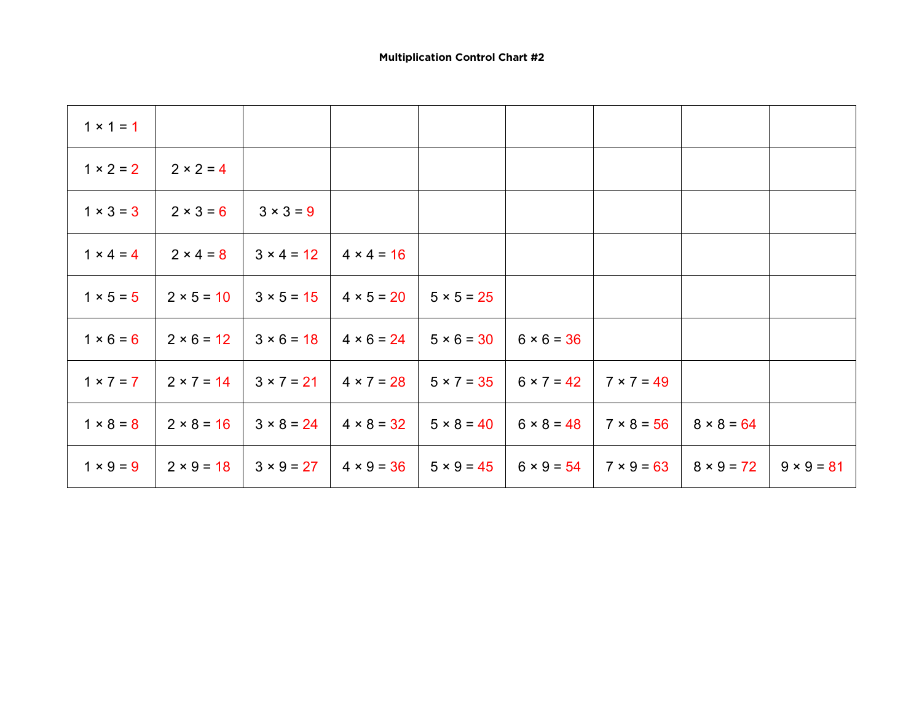**Multiplication Control Chart #2**

| | | | | | | | | |
|---|---|---|---|---|---|---|---|---|
| 1 × 1 = 1 | | | | | | | | |
| 1 × 2 = 2 | 2 × 2 = 4 | | | | | | | |
| 1 × 3 = 3 | 2 × 3 = 6 | 3 × 3 = 9 | | | | | | |
| 1 × 4 = 4 | 2 × 4 = 8 | 3 × 4 = 12 | 4 × 4 = 16 | | | | | |
| 1 × 5 = 5 | 2 × 5 = 10 | 3 × 5 = 15 | 4 × 5 = 20 | 5 × 5 = 25 | | | | |
| 1 × 6 = 6 | 2 × 6 = 12 | 3 × 6 = 18 | 4 × 6 = 24 | 5 × 6 = 30 | 6 × 6 = 36 | | | |
| 1 × 7 = 7 | 2 × 7 = 14 | 3 × 7 = 21 | 4 × 7 = 28 | 5 × 7 = 35 | 6 × 7 = 42 | 7 × 7 = 49 | | |
| 1 × 8 = 8 | 2 × 8 = 16 | 3 × 8 = 24 | 4 × 8 = 32 | 5 × 8 = 40 | 6 × 8 = 48 | 7 × 8 = 56 | 8 × 8 = 64 | |
| 1 × 9 = 9 | 2 × 9 = 18 | 3 × 9 = 27 | 4 × 9 = 36 | 5 × 9 = 45 | 6 × 9 = 54 | 7 × 9 = 63 | 8 × 9 = 72 | 9 × 9 = 81 |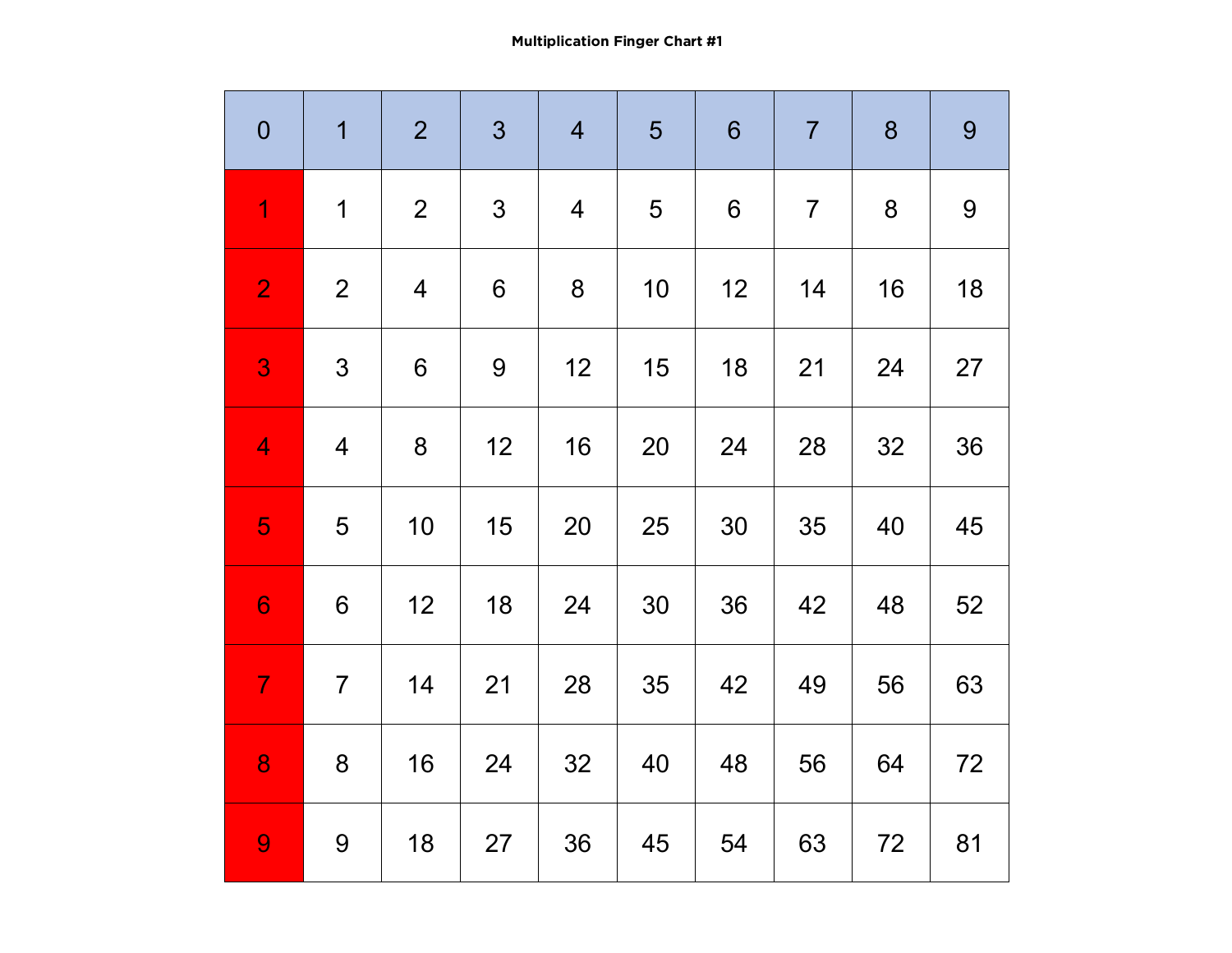**Multiplication Finger Chart #1**

| 0 | 1 | 2 | 3 | 4 | 5 | 6 | 7 | 8 | 9 |
|---|---|---|---|---|---|---|---|---|---|
| 1 | 1 | 2 | 3 | 4 | 5 | 6 | 7 | 8 | 9 |
| 2 | 2 | 4 | 6 | 8 | 10 | 12 | 14 | 16 | 18 |
| 3 | 3 | 6 | 9 | 12 | 15 | 18 | 21 | 24 | 27 |
| 4 | 4 | 8 | 12 | 16 | 20 | 24 | 28 | 32 | 36 |
| 5 | 5 | 10 | 15 | 20 | 25 | 30 | 35 | 40 | 45 |
| 6 | 6 | 12 | 18 | 24 | 30 | 36 | 42 | 48 | 52 |
| 7 | 7 | 14 | 21 | 28 | 35 | 42 | 49 | 56 | 63 |
| 8 | 8 | 16 | 24 | 32 | 40 | 48 | 56 | 64 | 72 |
| 9 | 9 | 18 | 27 | 36 | 45 | 54 | 63 | 72 | 81 |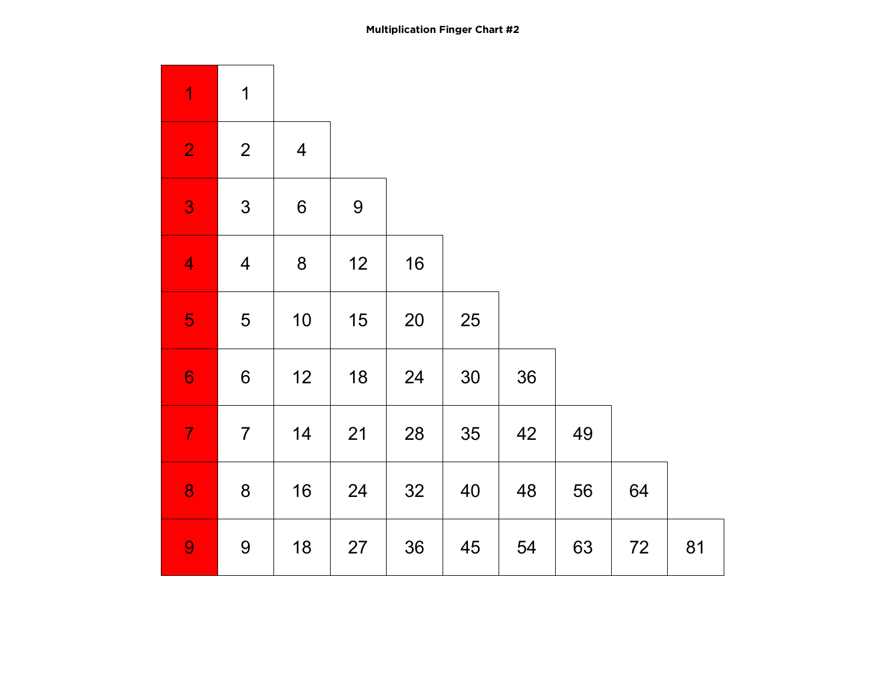# Multiplication Finger Chart #2

| | | | | | | | | | |
|---|---|---|---|---|---|---|---|---|---|
| 1 | 1 | | | | | | | | |
| 2 | 2 | 4 | | | | | | | |
| 3 | 3 | 6 | 9 | | | | | | |
| 4 | 4 | 8 | 12 | 16 | | | | | |
| 5 | 5 | 10 | 15 | 20 | 25 | | | | |
| 6 | 6 | 12 | 18 | 24 | 30 | 36 | | | |
| 7 | 7 | 14 | 21 | 28 | 35 | 42 | 49 | | |
| 8 | 8 | 16 | 24 | 32 | 40 | 48 | 56 | 64 | |
| 9 | 9 | 18 | 27 | 36 | 45 | 54 | 63 | 72 | 81 |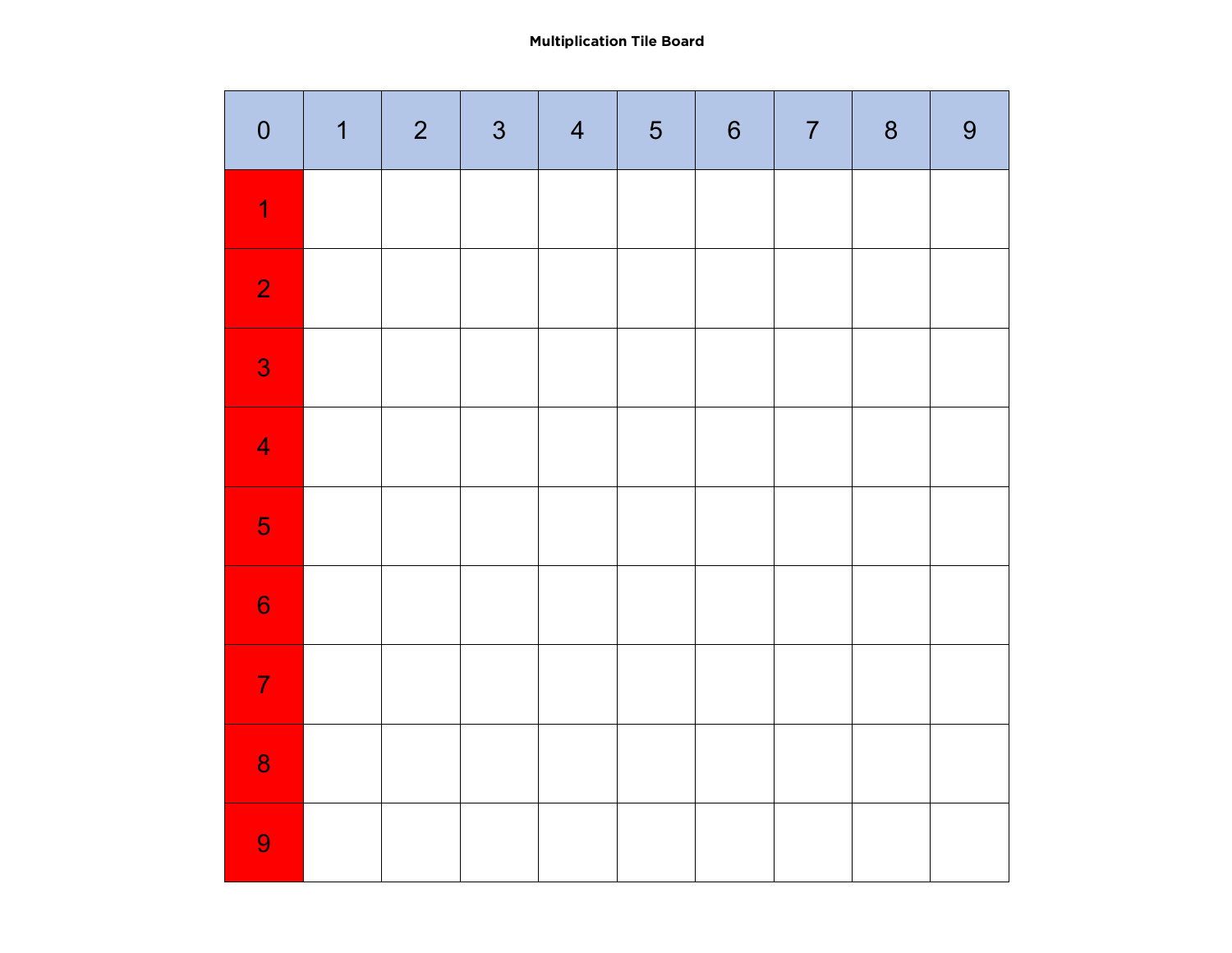**Multiplication Tile Board**

| 0 | 1 | 2 | 3 | 4 | 5 | 6 | 7 | 8 | 9 |
|---|---|---|---|---|---|---|---|---|---|
| 1 | | | | | | | | | |
| 2 | | | | | | | | | |
| 3 | | | | | | | | | |
| 4 | | | | | | | | | |
| 5 | | | | | | | | | |
| 6 | | | | | | | | | |
| 7 | | | | | | | | | |
| 8 | | | | | | | | | |
| 9 | | | | | | | | | |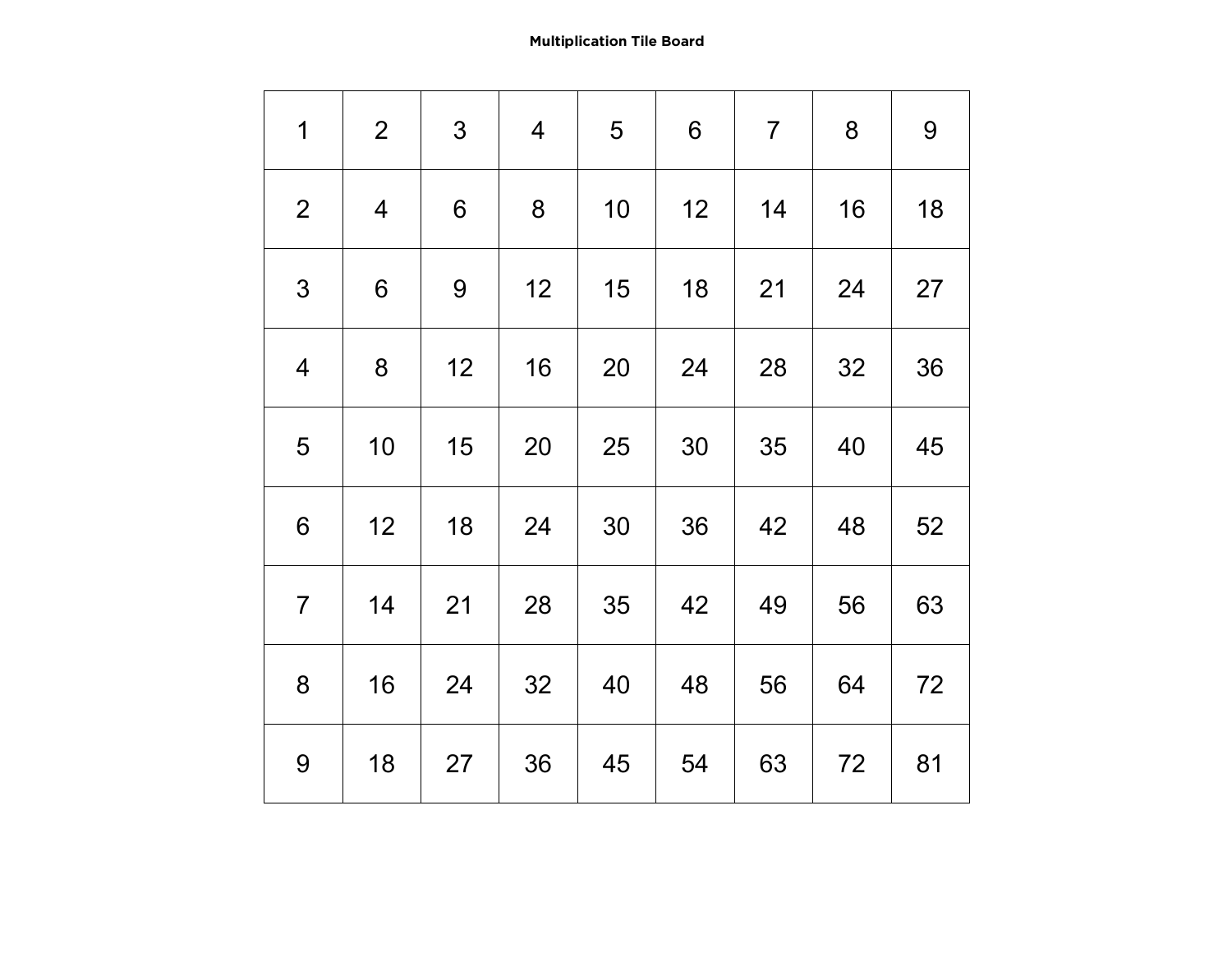**Multiplication Tile Board**

| | | | | | | | | |
|---|---|---|---|---|---|---|---|---|
| 1 | 2 | 3 | 4 | 5 | 6 | 7 | 8 | 9 |
| 2 | 4 | 6 | 8 | 10 | 12 | 14 | 16 | 18 |
| 3 | 6 | 9 | 12 | 15 | 18 | 21 | 24 | 27 |
| 4 | 8 | 12 | 16 | 20 | 24 | 28 | 32 | 36 |
| 5 | 10 | 15 | 20 | 25 | 30 | 35 | 40 | 45 |
| 6 | 12 | 18 | 24 | 30 | 36 | 42 | 48 | 52 |
| 7 | 14 | 21 | 28 | 35 | 42 | 49 | 56 | 63 |
| 8 | 16 | 24 | 32 | 40 | 48 | 56 | 64 | 72 |
| 9 | 18 | 27 | 36 | 45 | 54 | 63 | 72 | 81 |